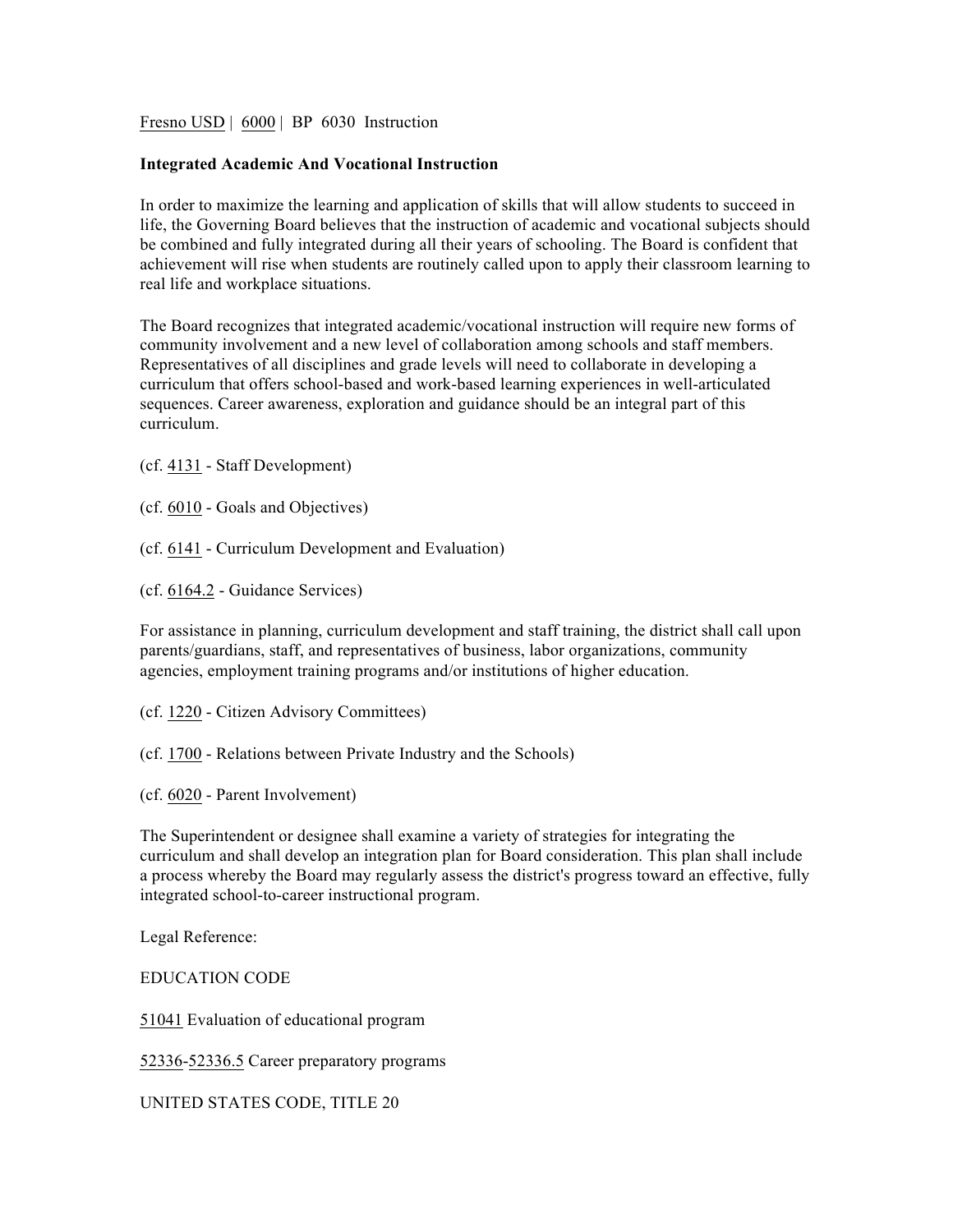Fresno USD | 6000 | BP 6030 Instruction

**Integrated Academic And Vocational Instruction**

In order to maximize the learning and application of skills that will allow students to succeed in life, the Governing Board believes that the instruction of academic and vocational subjects should be combined and fully integrated during all their years of schooling. The Board is confident that achievement will rise when students are routinely called upon to apply their classroom learning to real life and workplace situations.

The Board recognizes that integrated academic/vocational instruction will require new forms of community involvement and a new level of collaboration among schools and staff members. Representatives of all disciplines and grade levels will need to collaborate in developing a curriculum that offers school-based and work-based learning experiences in well-articulated sequences. Career awareness, exploration and guidance should be an integral part of this curriculum.

(cf. 4131 - Staff Development)

(cf. 6010 - Goals and Objectives)

(cf. 6141 - Curriculum Development and Evaluation)

(cf. 6164.2 - Guidance Services)

For assistance in planning, curriculum development and staff training, the district shall call upon parents/guardians, staff, and representatives of business, labor organizations, community agencies, employment training programs and/or institutions of higher education.

(cf. 1220 - Citizen Advisory Committees)

(cf. 1700 - Relations between Private Industry and the Schools)

(cf. 6020 - Parent Involvement)

The Superintendent or designee shall examine a variety of strategies for integrating the curriculum and shall develop an integration plan for Board consideration. This plan shall include a process whereby the Board may regularly assess the district's progress toward an effective, fully integrated school-to-career instructional program.

Legal Reference:

EDUCATION CODE

51041 Evaluation of educational program

52336-52336.5 Career preparatory programs

UNITED STATES CODE, TITLE 20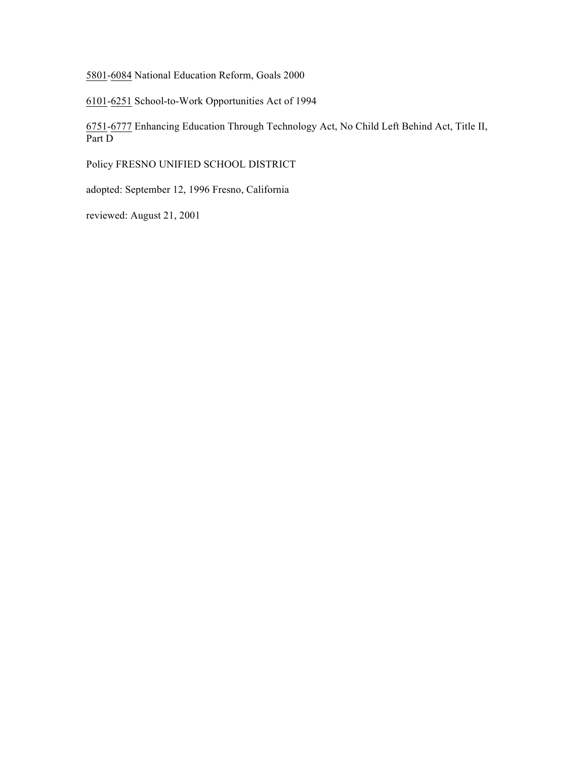5801-6084 National Education Reform, Goals 2000

6101-6251 School-to-Work Opportunities Act of 1994

6751-6777 Enhancing Education Through Technology Act, No Child Left Behind Act, Title II, Part D

Policy FRESNO UNIFIED SCHOOL DISTRICT

adopted: September 12, 1996 Fresno, California

reviewed: August 21, 2001